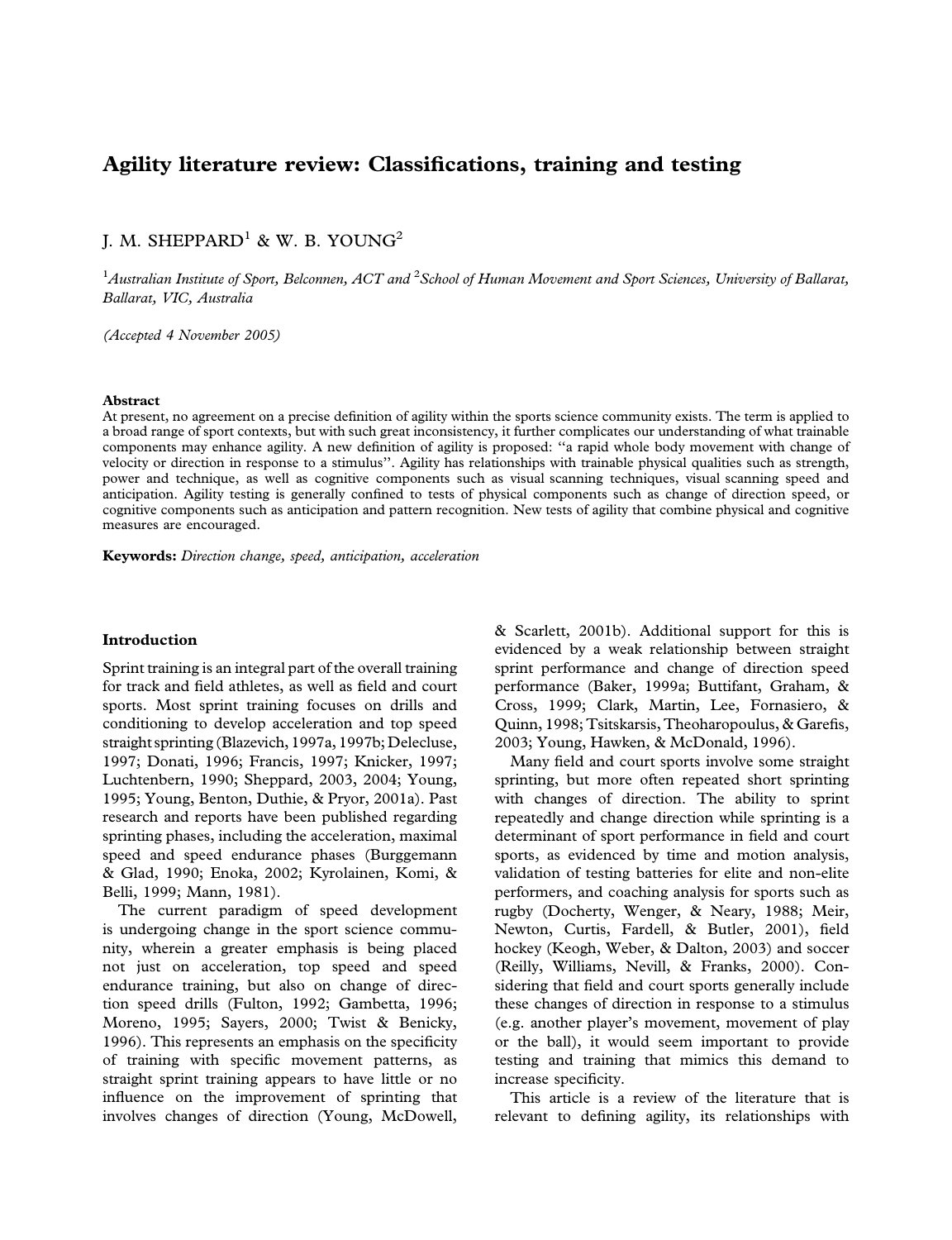# Agility literature review: Classifications, training and testing

J. M. SHEPPARD[1] & W. B. YOUNG[2]

[1]*Australian Institute of Sport, Belconnen, ACT and* [2]*School of Human Movement and Sport Sciences, University of Ballarat, Ballarat, VIC, Australia*

*(Accepted 4 November 2005)*

### Abstract

At present, no agreement on a precise definition of agility within the sports science community exists. The term is applied to a broad range of sport contexts, but with such great inconsistency, it further complicates our understanding of what trainable components may enhance agility. A new definition of agility is proposed: ''a rapid whole body movement with change of velocity or direction in response to a stimulus''. Agility has relationships with trainable physical qualities such as strength, power and technique, as well as cognitive components such as visual scanning techniques, visual scanning speed and anticipation. Agility testing is generally confined to tests of physical components such as change of direction speed, or cognitive components such as anticipation and pattern recognition. New tests of agility that combine physical and cognitive measures are encouraged.

**Keywords:** *Direction change, speed, anticipation, acceleration*

## Introduction

Sprint training is an integral part of the overall training for track and field athletes, as well as field and court sports. Most sprint training focuses on drills and conditioning to develop acceleration and top speed straight sprinting (Blazevich, 1997a, 1997b; Delecluse, 1997; Donati, 1996; Francis, 1997; Knicker, 1997; Luchtenbern, 1990; Sheppard, 2003, 2004; Young, 1995; Young, Benton, Duthie, & Pryor, 2001a). Past research and reports have been published regarding sprinting phases, including the acceleration, maximal speed and speed endurance phases (Burggemann & Glad, 1990; Enoka, 2002; Kyrolainen, Komi, & Belli, 1999; Mann, 1981).

The current paradigm of speed development is undergoing change in the sport science community, wherein a greater emphasis is being placed not just on acceleration, top speed and speed endurance training, but also on change of direction speed drills (Fulton, 1992; Gambetta, 1996; Moreno, 1995; Sayers, 2000; Twist & Benicky, 1996). This represents an emphasis on the specificity of training with specific movement patterns, as straight sprint training appears to have little or no influence on the improvement of sprinting that involves changes of direction (Young, McDowell, & Scarlett, 2001b). Additional support for this is evidenced by a weak relationship between straight sprint performance and change of direction speed performance (Baker, 1999a; Buttifant, Graham, & Cross, 1999; Clark, Martin, Lee, Fornasiero, & Quinn, 1998; Tsitskarsis, Theoharopoulus, & Garefis, 2003; Young, Hawken, & McDonald, 1996).

Many field and court sports involve some straight sprinting, but more often repeated short sprinting with changes of direction. The ability to sprint repeatedly and change direction while sprinting is a determinant of sport performance in field and court sports, as evidenced by time and motion analysis, validation of testing batteries for elite and non-elite performers, and coaching analysis for sports such as rugby (Docherty, Wenger, & Neary, 1988; Meir, Newton, Curtis, Fardell, & Butler, 2001), field hockey (Keogh, Weber, & Dalton, 2003) and soccer (Reilly, Williams, Nevill, & Franks, 2000). Considering that field and court sports generally include these changes of direction in response to a stimulus (e.g. another player's movement, movement of play or the ball), it would seem important to provide testing and training that mimics this demand to increase specificity.

This article is a review of the literature that is relevant to defining agility, its relationships with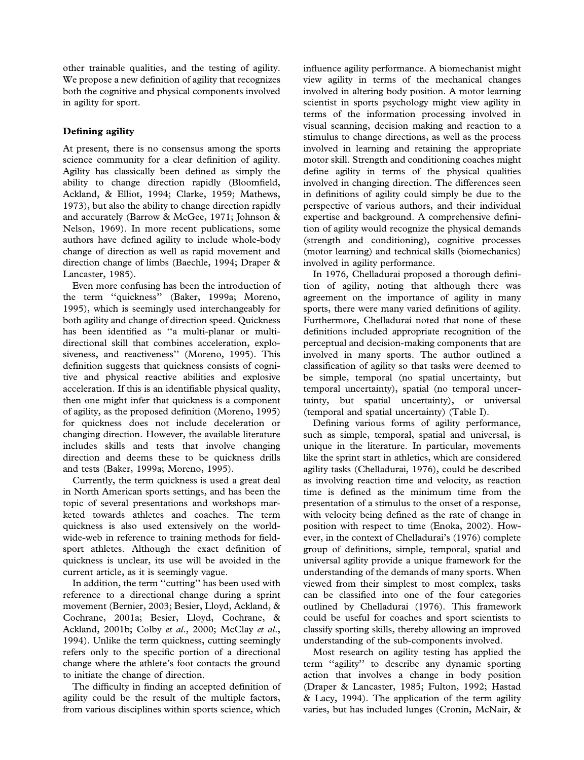other trainable qualities, and the testing of agility. We propose a new definition of agility that recognizes both the cognitive and physical components involved in agility for sport.

## Defining agility

At present, there is no consensus among the sports science community for a clear definition of agility. Agility has classically been defined as simply the ability to change direction rapidly (Bloomfield, Ackland, & Elliot, 1994; Clarke, 1959; Mathews, 1973), but also the ability to change direction rapidly and accurately (Barrow & McGee, 1971; Johnson & Nelson, 1969). In more recent publications, some authors have defined agility to include whole-body change of direction as well as rapid movement and direction change of limbs (Baechle, 1994; Draper & Lancaster, 1985).

Even more confusing has been the introduction of the term "quickness" (Baker, 1999a; Moreno, 1995), which is seemingly used interchangeably for both agility and change of direction speed. Quickness has been identified as "a multi-planar or multi-directional skill that combines acceleration, explosiveness, and reactiveness" (Moreno, 1995). This definition suggests that quickness consists of cognitive and physical reactive abilities and explosive acceleration. If this is an identifiable physical quality, then one might infer that quickness is a component of agility, as the proposed definition (Moreno, 1995) for quickness does not include deceleration or changing direction. However, the available literature includes skills and tests that involve changing direction and deems these to be quickness drills and tests (Baker, 1999a; Moreno, 1995).

Currently, the term quickness is used a great deal in North American sports settings, and has been the topic of several presentations and workshops marketed towards athletes and coaches. The term quickness is also used extensively on the world-wide-web in reference to training methods for field-sport athletes. Although the exact definition of quickness is unclear, its use will be avoided in the current article, as it is seemingly vague.

In addition, the term "cutting" has been used with reference to a directional change during a sprint movement (Bernier, 2003; Besier, Lloyd, Ackland, & Cochrane, 2001a; Besier, Lloyd, Cochrane, & Ackland, 2001b; Colby *et al*., 2000; McClay *et al*., 1994). Unlike the term quickness, cutting seemingly refers only to the specific portion of a directional change where the athlete's foot contacts the ground to initiate the change of direction.

The difficulty in finding an accepted definition of agility could be the result of the multiple factors, from various disciplines within sports science, which influence agility performance. A biomechanist might view agility in terms of the mechanical changes involved in altering body position. A motor learning scientist in sports psychology might view agility in terms of the information processing involved in visual scanning, decision making and reaction to a stimulus to change directions, as well as the process involved in learning and retaining the appropriate motor skill. Strength and conditioning coaches might define agility in terms of the physical qualities involved in changing direction. The differences seen in definitions of agility could simply be due to the perspective of various authors, and their individual expertise and background. A comprehensive definition of agility would recognize the physical demands (strength and conditioning), cognitive processes (motor learning) and technical skills (biomechanics) involved in agility performance.

In 1976, Chelladurai proposed a thorough definition of agility, noting that although there was agreement on the importance of agility in many sports, there were many varied definitions of agility. Furthermore, Chelladurai noted that none of these definitions included appropriate recognition of the perceptual and decision-making components that are involved in many sports. The author outlined a classification of agility so that tasks were deemed to be simple, temporal (no spatial uncertainty, but temporal uncertainty), spatial (no temporal uncertainty, but spatial uncertainty), or universal (temporal and spatial uncertainty) (Table I).

Defining various forms of agility performance, such as simple, temporal, spatial and universal, is unique in the literature. In particular, movements like the sprint start in athletics, which are considered agility tasks (Chelladurai, 1976), could be described as involving reaction time and velocity, as reaction time is defined as the minimum time from the presentation of a stimulus to the onset of a response, with velocity being defined as the rate of change in position with respect to time (Enoka, 2002). However, in the context of Chelladurai's (1976) complete group of definitions, simple, temporal, spatial and universal agility provide a unique framework for the understanding of the demands of many sports. When viewed from their simplest to most complex, tasks can be classified into one of the four categories outlined by Chelladurai (1976). This framework could be useful for coaches and sport scientists to classify sporting skills, thereby allowing an improved understanding of the sub-components involved.

Most research on agility testing has applied the term "agility" to describe any dynamic sporting action that involves a change in body position (Draper & Lancaster, 1985; Fulton, 1992; Hastad & Lacy, 1994). The application of the term agility varies, but has included lunges (Cronin, McNair, &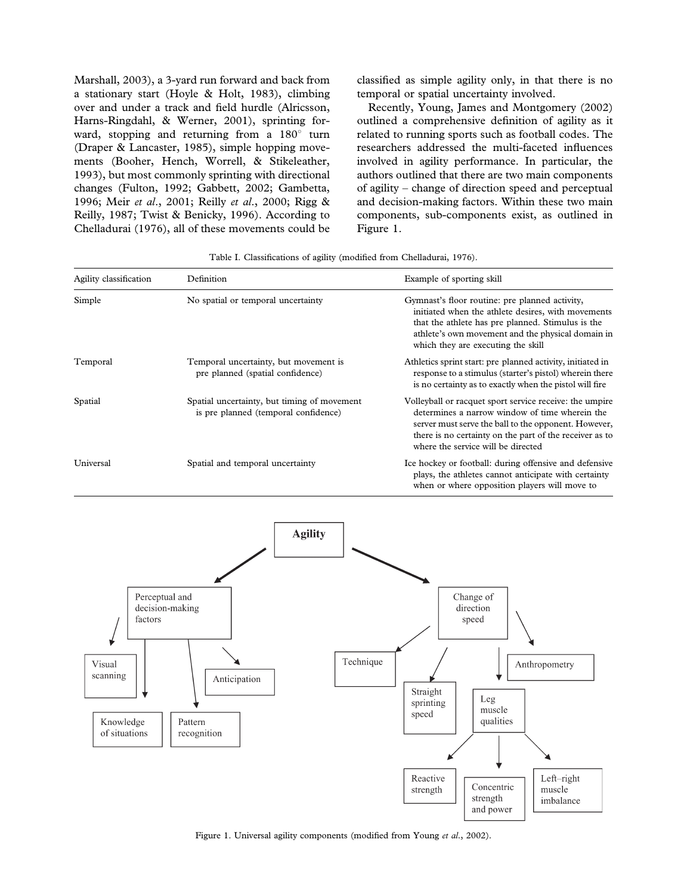Marshall, 2003), a 3-yard run forward and back from a stationary start (Hoyle & Holt, 1983), climbing over and under a track and field hurdle (Alricsson, Harns-Ringdahl, & Werner, 2001), sprinting forward, stopping and returning from a 180° turn (Draper & Lancaster, 1985), simple hopping movements (Booher, Hench, Worrell, & Stikeleather, 1993), but most commonly sprinting with directional changes (Fulton, 1992; Gabbett, 2002; Gambetta, 1996; Meir *et al*., 2001; Reilly *et al*., 2000; Rigg & Reilly, 1987; Twist & Benicky, 1996). According to Chelladurai (1976), all of these movements could be classified as simple agility only, in that there is no temporal or spatial uncertainty involved.

Recently, Young, James and Montgomery (2002) outlined a comprehensive definition of agility as it related to running sports such as football codes. The researchers addressed the multi-faceted influences involved in agility performance. In particular, the authors outlined that there are two main components of agility – change of direction speed and perceptual and decision-making factors. Within these two main components, sub-components exist, as outlined in Figure 1.

Table I. Classifications of agility (modified from Chelladurai, 1976).

| Agility classification | Definition | Example of sporting skill |
|---|---|---|
| Simple | No spatial or temporal uncertainty | Gymnast's floor routine: pre planned activity, initiated when the athlete desires, with movements that the athlete has pre planned. Stimulus is the athlete's own movement and the physical domain in which they are executing the skill |
| Temporal | Temporal uncertainty, but movement is pre planned (spatial confidence) | Athletics sprint start: pre planned activity, initiated in response to a stimulus (starter's pistol) wherein there is no certainty as to exactly when the pistol will fire |
| Spatial | Spatial uncertainty, but timing of movement is pre planned (temporal confidence) | Volleyball or racquet sport service receive: the umpire determines a narrow window of time wherein the server must serve the ball to the opponent. However, there is no certainty on the part of the receiver as to where the service will be directed |
| Universal | Spatial and temporal uncertainty | Ice hockey or football: during offensive and defensive plays, the athletes cannot anticipate with certainty when or where opposition players will move to |

- **Agility**
  - Perceptual and decision-making factors
    - Visual scanning
    - Knowledge of situations
    - Pattern recognition
    - Anticipation
  - Change of direction speed
    - Technique
    - Straight sprinting speed
    - Leg muscle qualities
      - Reactive strength
      - Concentric strength and power
      - Left–right muscle imbalance
    - Anthropometry

Figure 1. Universal agility components (modified from Young *et al*., 2002).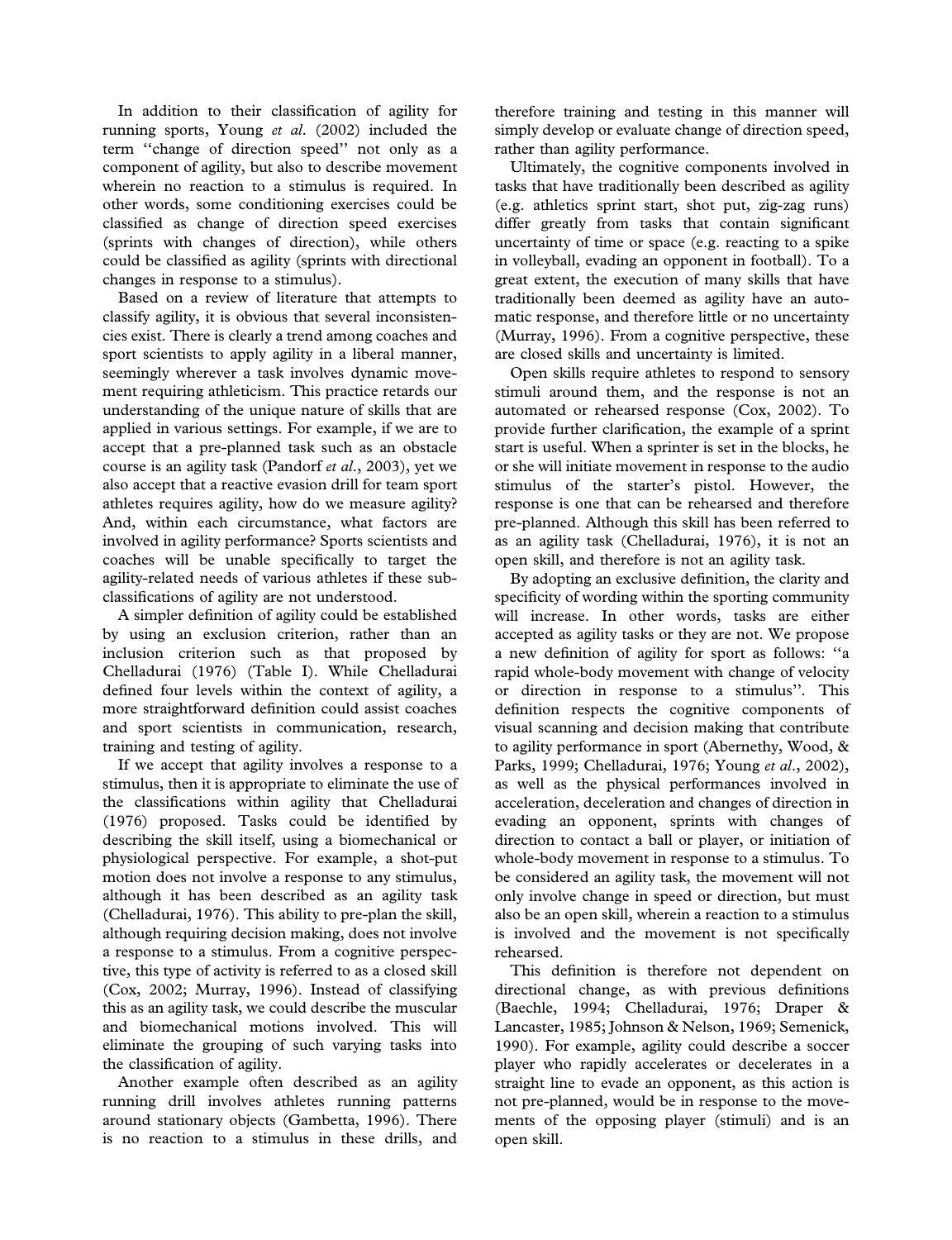In addition to their classification of agility for running sports, Young *et al.* (2002) included the term "change of direction speed" not only as a component of agility, but also to describe movement wherein no reaction to a stimulus is required. In other words, some conditioning exercises could be classified as change of direction speed exercises (sprints with changes of direction), while others could be classified as agility (sprints with directional changes in response to a stimulus).

Based on a review of literature that attempts to classify agility, it is obvious that several inconsistencies exist. There is clearly a trend among coaches and sport scientists to apply agility in a liberal manner, seemingly wherever a task involves dynamic movement requiring athleticism. This practice retards our understanding of the unique nature of skills that are applied in various settings. For example, if we are to accept that a pre-planned task such as an obstacle course is an agility task (Pandorf *et al.*, 2003), yet we also accept that a reactive evasion drill for team sport athletes requires agility, how do we measure agility? And, within each circumstance, what factors are involved in agility performance? Sports scientists and coaches will be unable specifically to target the agility-related needs of various athletes if these sub-classifications of agility are not understood.

A simpler definition of agility could be established by using an exclusion criterion, rather than an inclusion criterion such as that proposed by Chelladurai (1976) (Table I). While Chelladurai defined four levels within the context of agility, a more straightforward definition could assist coaches and sport scientists in communication, research, training and testing of agility.

If we accept that agility involves a response to a stimulus, then it is appropriate to eliminate the use of the classifications within agility that Chelladurai (1976) proposed. Tasks could be identified by describing the skill itself, using a biomechanical or physiological perspective. For example, a shot-put motion does not involve a response to any stimulus, although it has been described as an agility task (Chelladurai, 1976). This ability to pre-plan the skill, although requiring decision making, does not involve a response to a stimulus. From a cognitive perspective, this type of activity is referred to as a closed skill (Cox, 2002; Murray, 1996). Instead of classifying this as an agility task, we could describe the muscular and biomechanical motions involved. This will eliminate the grouping of such varying tasks into the classification of agility.

Another example often described as an agility running drill involves athletes running patterns around stationary objects (Gambetta, 1996). There is no reaction to a stimulus in these drills, and therefore training and testing in this manner will simply develop or evaluate change of direction speed, rather than agility performance.

Ultimately, the cognitive components involved in tasks that have traditionally been described as agility (e.g. athletics sprint start, shot put, zig-zag runs) differ greatly from tasks that contain significant uncertainty of time or space (e.g. reacting to a spike in volleyball, evading an opponent in football). To a great extent, the execution of many skills that have traditionally been deemed as agility have an automatic response, and therefore little or no uncertainty (Murray, 1996). From a cognitive perspective, these are closed skills and uncertainty is limited.

Open skills require athletes to respond to sensory stimuli around them, and the response is not an automated or rehearsed response (Cox, 2002). To provide further clarification, the example of a sprint start is useful. When a sprinter is set in the blocks, he or she will initiate movement in response to the audio stimulus of the starter's pistol. However, the response is one that can be rehearsed and therefore pre-planned. Although this skill has been referred to as an agility task (Chelladurai, 1976), it is not an open skill, and therefore is not an agility task.

By adopting an exclusive definition, the clarity and specificity of wording within the sporting community will increase. In other words, tasks are either accepted as agility tasks or they are not. We propose a new definition of agility for sport as follows: "a rapid whole-body movement with change of velocity or direction in response to a stimulus". This definition respects the cognitive components of visual scanning and decision making that contribute to agility performance in sport (Abernethy, Wood, & Parks, 1999; Chelladurai, 1976; Young *et al.*, 2002), as well as the physical performances involved in acceleration, deceleration and changes of direction in evading an opponent, sprints with changes of direction to contact a ball or player, or initiation of whole-body movement in response to a stimulus. To be considered an agility task, the movement will not only involve change in speed or direction, but must also be an open skill, wherein a reaction to a stimulus is involved and the movement is not specifically rehearsed.

This definition is therefore not dependent on directional change, as with previous definitions (Baechle, 1994; Chelladurai, 1976; Draper & Lancaster, 1985; Johnson & Nelson, 1969; Semenick, 1990). For example, agility could describe a soccer player who rapidly accelerates or decelerates in a straight line to evade an opponent, as this action is not pre-planned, would be in response to the movements of the opposing player (stimuli) and is an open skill.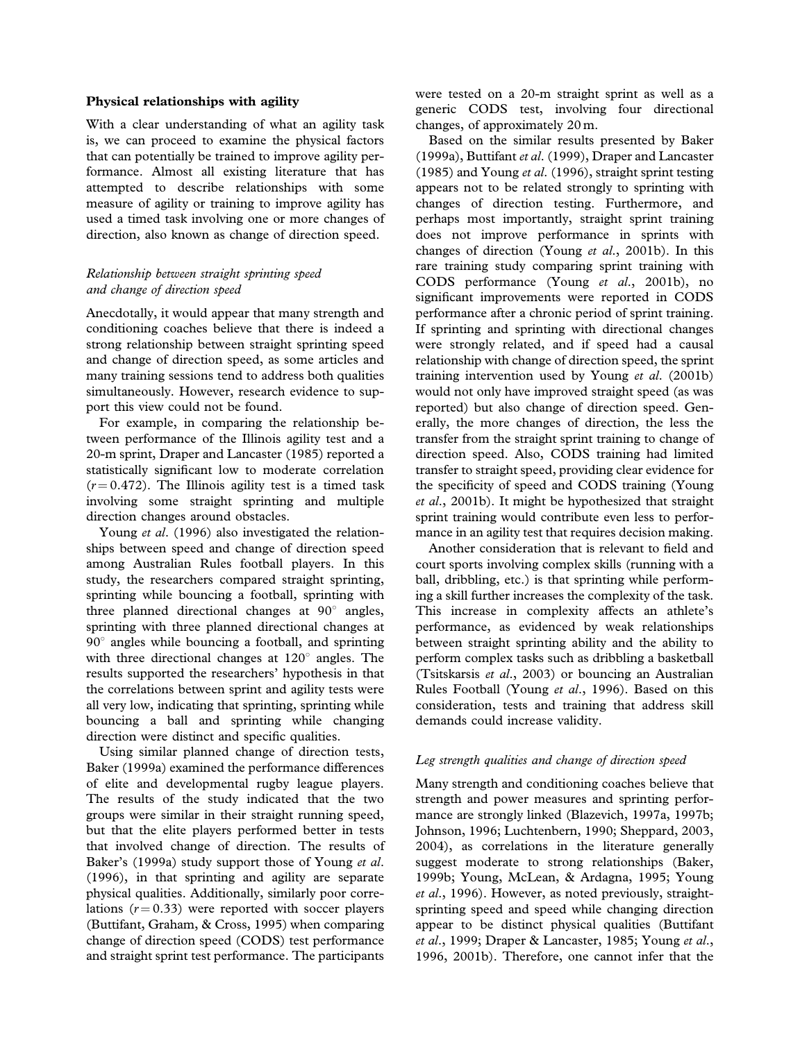## Physical relationships with agility

With a clear understanding of what an agility task is, we can proceed to examine the physical factors that can potentially be trained to improve agility performance. Almost all existing literature that has attempted to describe relationships with some measure of agility or training to improve agility has used a timed task involving one or more changes of direction, also known as change of direction speed.

### *Relationship between straight sprinting speed and change of direction speed*

Anecdotally, it would appear that many strength and conditioning coaches believe that there is indeed a strong relationship between straight sprinting speed and change of direction speed, as some articles and many training sessions tend to address both qualities simultaneously. However, research evidence to support this view could not be found.

For example, in comparing the relationship between performance of the Illinois agility test and a 20-m sprint, Draper and Lancaster (1985) reported a statistically significant low to moderate correlation ($r = 0.472$). The Illinois agility test is a timed task involving some straight sprinting and multiple direction changes around obstacles.

Young *et al*. (1996) also investigated the relationships between speed and change of direction speed among Australian Rules football players. In this study, the researchers compared straight sprinting, sprinting while bouncing a football, sprinting with three planned directional changes at 90° angles, sprinting with three planned directional changes at 90° angles while bouncing a football, and sprinting with three directional changes at 120° angles. The results supported the researchers' hypothesis in that the correlations between sprint and agility tests were all very low, indicating that sprinting, sprinting while bouncing a ball and sprinting while changing direction were distinct and specific qualities.

Using similar planned change of direction tests, Baker (1999a) examined the performance differences of elite and developmental rugby league players. The results of the study indicated that the two groups were similar in their straight running speed, but that the elite players performed better in tests that involved change of direction. The results of Baker's (1999a) study support those of Young *et al*. (1996), in that sprinting and agility are separate physical qualities. Additionally, similarly poor correlations ($r = 0.33$) were reported with soccer players (Buttifant, Graham, & Cross, 1995) when comparing change of direction speed (CODS) test performance and straight sprint test performance. The participants were tested on a 20-m straight sprint as well as a generic CODS test, involving four directional changes, of approximately 20 m.

Based on the similar results presented by Baker (1999a), Buttifant *et al*. (1999), Draper and Lancaster (1985) and Young *et al*. (1996), straight sprint testing appears not to be related strongly to sprinting with changes of direction testing. Furthermore, and perhaps most importantly, straight sprint training does not improve performance in sprints with changes of direction (Young *et al*., 2001b). In this rare training study comparing sprint training with CODS performance (Young *et al*., 2001b), no significant improvements were reported in CODS performance after a chronic period of sprint training. If sprinting and sprinting with directional changes were strongly related, and if speed had a causal relationship with change of direction speed, the sprint training intervention used by Young *et al*. (2001b) would not only have improved straight speed (as was reported) but also change of direction speed. Generally, the more changes of direction, the less the transfer from the straight sprint training to change of direction speed. Also, CODS training had limited transfer to straight speed, providing clear evidence for the specificity of speed and CODS training (Young *et al*., 2001b). It might be hypothesized that straight sprint training would contribute even less to performance in an agility test that requires decision making.

Another consideration that is relevant to field and court sports involving complex skills (running with a ball, dribbling, etc.) is that sprinting while performing a skill further increases the complexity of the task. This increase in complexity affects an athlete's performance, as evidenced by weak relationships between straight sprinting ability and the ability to perform complex tasks such as dribbling a basketball (Tsitskarsis *et al*., 2003) or bouncing an Australian Rules Football (Young *et al*., 1996). Based on this consideration, tests and training that address skill demands could increase validity.

### *Leg strength qualities and change of direction speed*

Many strength and conditioning coaches believe that strength and power measures and sprinting performance are strongly linked (Blazevich, 1997a, 1997b; Johnson, 1996; Luchtenbern, 1990; Sheppard, 2003, 2004), as correlations in the literature generally suggest moderate to strong relationships (Baker, 1999b; Young, McLean, & Ardagna, 1995; Young *et al*., 1996). However, as noted previously, straight-sprinting speed and speed while changing direction appear to be distinct physical qualities (Buttifant *et al*., 1999; Draper & Lancaster, 1985; Young *et al*., 1996, 2001b). Therefore, one cannot infer that the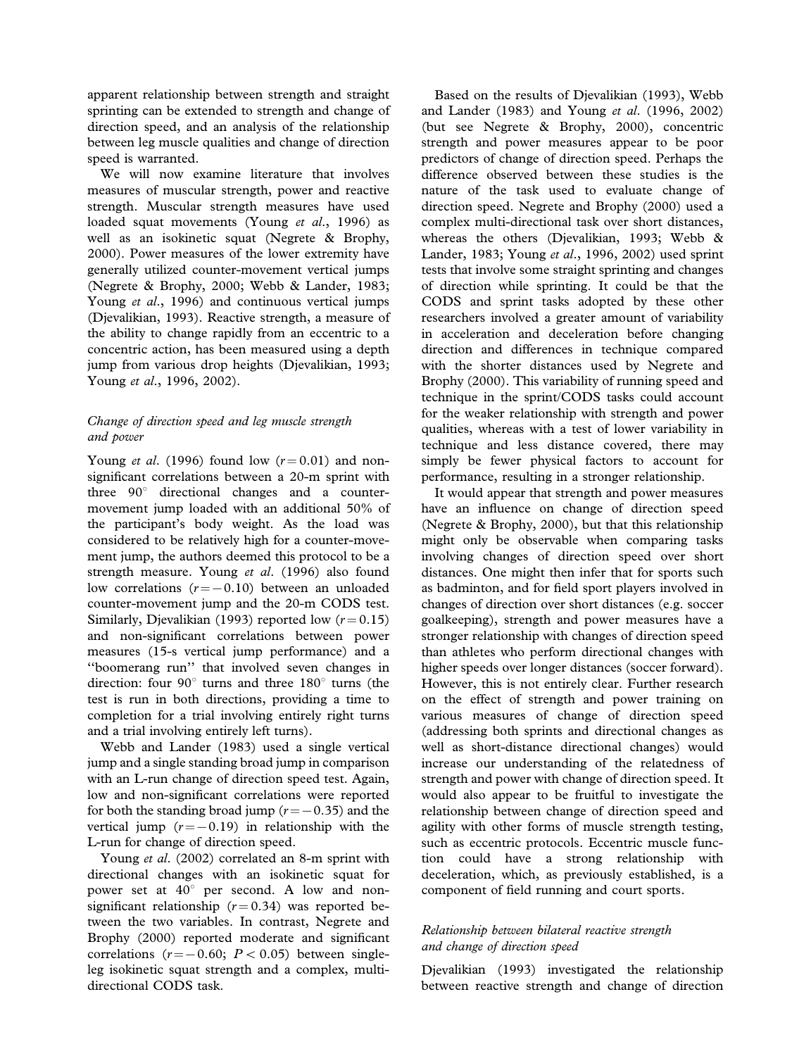apparent relationship between strength and straight sprinting can be extended to strength and change of direction speed, and an analysis of the relationship between leg muscle qualities and change of direction speed is warranted.

We will now examine literature that involves measures of muscular strength, power and reactive strength. Muscular strength measures have used loaded squat movements (Young *et al*., 1996) as well as an isokinetic squat (Negrete & Brophy, 2000). Power measures of the lower extremity have generally utilized counter-movement vertical jumps (Negrete & Brophy, 2000; Webb & Lander, 1983; Young *et al*., 1996) and continuous vertical jumps (Djevalikian, 1993). Reactive strength, a measure of the ability to change rapidly from an eccentric to a concentric action, has been measured using a depth jump from various drop heights (Djevalikian, 1993; Young *et al*., 1996, 2002).

### *Change of direction speed and leg muscle strength and power*

Young *et al*. (1996) found low ($r = 0.01$) and non-significant correlations between a 20-m sprint with three 90° directional changes and a counter-movement jump loaded with an additional 50% of the participant's body weight. As the load was considered to be relatively high for a counter-movement jump, the authors deemed this protocol to be a strength measure. Young *et al*. (1996) also found low correlations ($r = -0.10$) between an unloaded counter-movement jump and the 20-m CODS test. Similarly, Djevalikian (1993) reported low ($r = 0.15$) and non-significant correlations between power measures (15-s vertical jump performance) and a "boomerang run" that involved seven changes in direction: four 90° turns and three 180° turns (the test is run in both directions, providing a time to completion for a trial involving entirely right turns and a trial involving entirely left turns).

Webb and Lander (1983) used a single vertical jump and a single standing broad jump in comparison with an L-run change of direction speed test. Again, low and non-significant correlations were reported for both the standing broad jump ($r = -0.35$) and the vertical jump ($r = -0.19$) in relationship with the L-run for change of direction speed.

Young *et al*. (2002) correlated an 8-m sprint with directional changes with an isokinetic squat for power set at 40° per second. A low and non-significant relationship ($r = 0.34$) was reported between the two variables. In contrast, Negrete and Brophy (2000) reported moderate and significant correlations ($r = -0.60$; $P < 0.05$) between single-leg isokinetic squat strength and a complex, multi-directional CODS task.

Based on the results of Djevalikian (1993), Webb and Lander (1983) and Young *et al*. (1996, 2002) (but see Negrete & Brophy, 2000), concentric strength and power measures appear to be poor predictors of change of direction speed. Perhaps the difference observed between these studies is the nature of the task used to evaluate change of direction speed. Negrete and Brophy (2000) used a complex multi-directional task over short distances, whereas the others (Djevalikian, 1993; Webb & Lander, 1983; Young *et al*., 1996, 2002) used sprint tests that involve some straight sprinting and changes of direction while sprinting. It could be that the CODS and sprint tasks adopted by these other researchers involved a greater amount of variability in acceleration and deceleration before changing direction and differences in technique compared with the shorter distances used by Negrete and Brophy (2000). This variability of running speed and technique in the sprint/CODS tasks could account for the weaker relationship with strength and power qualities, whereas with a test of lower variability in technique and less distance covered, there may simply be fewer physical factors to account for performance, resulting in a stronger relationship.

It would appear that strength and power measures have an influence on change of direction speed (Negrete & Brophy, 2000), but that this relationship might only be observable when comparing tasks involving changes of direction speed over short distances. One might then infer that for sports such as badminton, and for field sport players involved in changes of direction over short distances (e.g. soccer goalkeeping), strength and power measures have a stronger relationship with changes of direction speed than athletes who perform directional changes with higher speeds over longer distances (soccer forward). However, this is not entirely clear. Further research on the effect of strength and power training on various measures of change of direction speed (addressing both sprints and directional changes as well as short-distance directional changes) would increase our understanding of the relatedness of strength and power with change of direction speed. It would also appear to be fruitful to investigate the relationship between change of direction speed and agility with other forms of muscle strength testing, such as eccentric protocols. Eccentric muscle function could have a strong relationship with deceleration, which, as previously established, is a component of field running and court sports.

### *Relationship between bilateral reactive strength and change of direction speed*

Djevalikian (1993) investigated the relationship between reactive strength and change of direction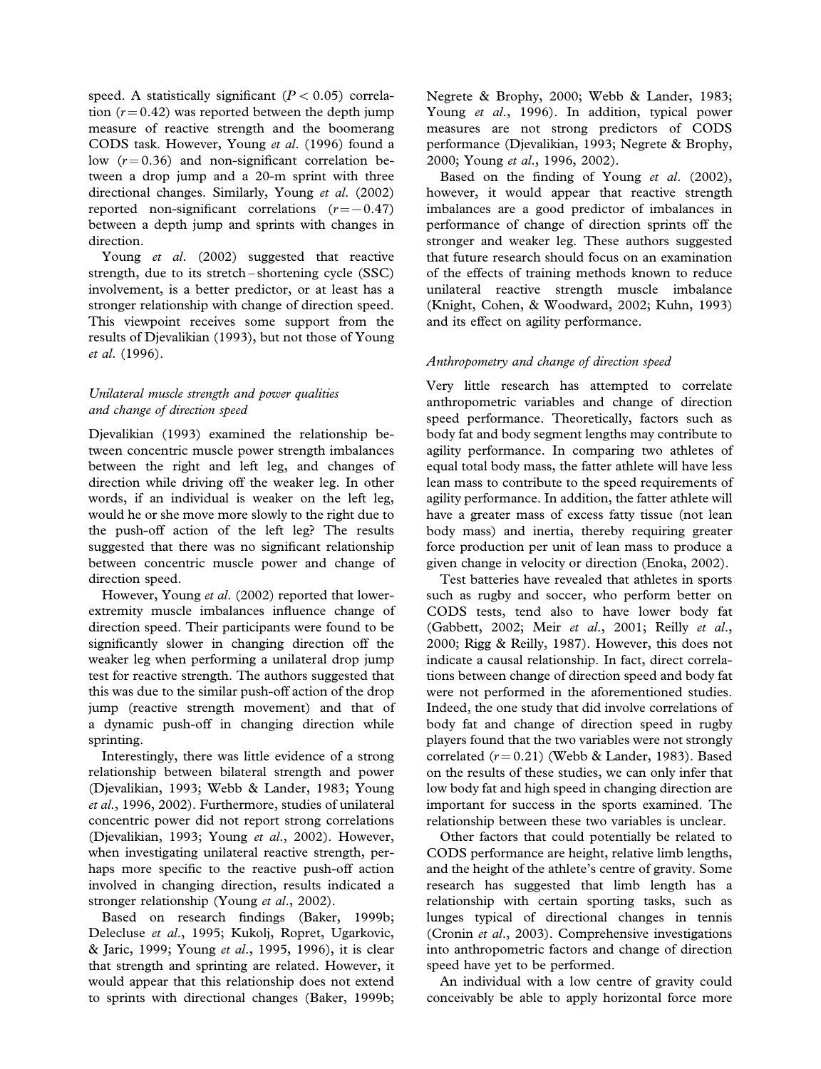speed. A statistically significant ($P < 0.05$) correlation ($r = 0.42$) was reported between the depth jump measure of reactive strength and the boomerang CODS task. However, Young *et al*. (1996) found a low ($r = 0.36$) and non-significant correlation between a drop jump and a 20-m sprint with three directional changes. Similarly, Young *et al*. (2002) reported non-significant correlations ($r = -0.47$) between a depth jump and sprints with changes in direction.

Young *et al*. (2002) suggested that reactive strength, due to its stretch–shortening cycle (SSC) involvement, is a better predictor, or at least has a stronger relationship with change of direction speed. This viewpoint receives some support from the results of Djevalikian (1993), but not those of Young *et al*. (1996).

### *Unilateral muscle strength and power qualities and change of direction speed*

Djevalikian (1993) examined the relationship between concentric muscle power strength imbalances between the right and left leg, and changes of direction while driving off the weaker leg. In other words, if an individual is weaker on the left leg, would he or she move more slowly to the right due to the push-off action of the left leg? The results suggested that there was no significant relationship between concentric muscle power and change of direction speed.

However, Young *et al*. (2002) reported that lower-extremity muscle imbalances influence change of direction speed. Their participants were found to be significantly slower in changing direction off the weaker leg when performing a unilateral drop jump test for reactive strength. The authors suggested that this was due to the similar push-off action of the drop jump (reactive strength movement) and that of a dynamic push-off in changing direction while sprinting.

Interestingly, there was little evidence of a strong relationship between bilateral strength and power (Djevalikian, 1993; Webb & Lander, 1983; Young *et al*., 1996, 2002). Furthermore, studies of unilateral concentric power did not report strong correlations (Djevalikian, 1993; Young *et al*., 2002). However, when investigating unilateral reactive strength, perhaps more specific to the reactive push-off action involved in changing direction, results indicated a stronger relationship (Young *et al*., 2002).

Based on research findings (Baker, 1999b; Delecluse *et al*., 1995; Kukolj, Ropret, Ugarkovic, & Jaric, 1999; Young *et al*., 1995, 1996), it is clear that strength and sprinting are related. However, it would appear that this relationship does not extend to sprints with directional changes (Baker, 1999b; Negrete & Brophy, 2000; Webb & Lander, 1983; Young *et al*., 1996). In addition, typical power measures are not strong predictors of CODS performance (Djevalikian, 1993; Negrete & Brophy, 2000; Young *et al*., 1996, 2002).

Based on the finding of Young *et al*. (2002), however, it would appear that reactive strength imbalances are a good predictor of imbalances in performance of change of direction sprints off the stronger and weaker leg. These authors suggested that future research should focus on an examination of the effects of training methods known to reduce unilateral reactive strength muscle imbalance (Knight, Cohen, & Woodward, 2002; Kuhn, 1993) and its effect on agility performance.

### *Anthropometry and change of direction speed*

Very little research has attempted to correlate anthropometric variables and change of direction speed performance. Theoretically, factors such as body fat and body segment lengths may contribute to agility performance. In comparing two athletes of equal total body mass, the fatter athlete will have less lean mass to contribute to the speed requirements of agility performance. In addition, the fatter athlete will have a greater mass of excess fatty tissue (not lean body mass) and inertia, thereby requiring greater force production per unit of lean mass to produce a given change in velocity or direction (Enoka, 2002).

Test batteries have revealed that athletes in sports such as rugby and soccer, who perform better on CODS tests, tend also to have lower body fat (Gabbett, 2002; Meir *et al*., 2001; Reilly *et al*., 2000; Rigg & Reilly, 1987). However, this does not indicate a causal relationship. In fact, direct correlations between change of direction speed and body fat were not performed in the aforementioned studies. Indeed, the one study that did involve correlations of body fat and change of direction speed in rugby players found that the two variables were not strongly correlated ($r = 0.21$) (Webb & Lander, 1983). Based on the results of these studies, we can only infer that low body fat and high speed in changing direction are important for success in the sports examined. The relationship between these two variables is unclear.

Other factors that could potentially be related to CODS performance are height, relative limb lengths, and the height of the athlete's centre of gravity. Some research has suggested that limb length has a relationship with certain sporting tasks, such as lunges typical of directional changes in tennis (Cronin *et al*., 2003). Comprehensive investigations into anthropometric factors and change of direction speed have yet to be performed.

An individual with a low centre of gravity could conceivably be able to apply horizontal force more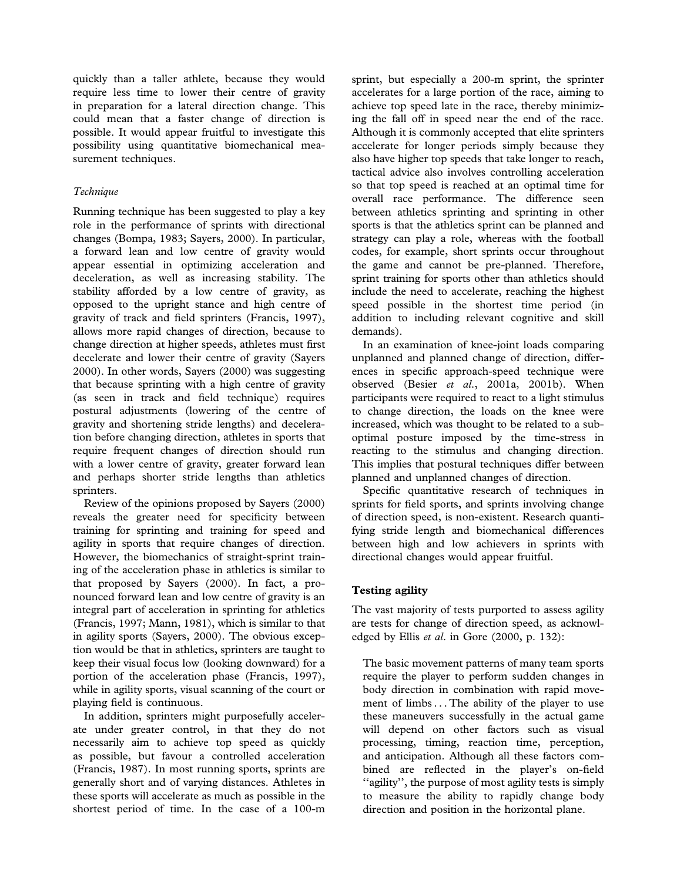quickly than a taller athlete, because they would require less time to lower their centre of gravity in preparation for a lateral direction change. This could mean that a faster change of direction is possible. It would appear fruitful to investigate this possibility using quantitative biomechanical measurement techniques.

### *Technique*

Running technique has been suggested to play a key role in the performance of sprints with directional changes (Bompa, 1983; Sayers, 2000). In particular, a forward lean and low centre of gravity would appear essential in optimizing acceleration and deceleration, as well as increasing stability. The stability afforded by a low centre of gravity, as opposed to the upright stance and high centre of gravity of track and field sprinters (Francis, 1997), allows more rapid changes of direction, because to change direction at higher speeds, athletes must first decelerate and lower their centre of gravity (Sayers 2000). In other words, Sayers (2000) was suggesting that because sprinting with a high centre of gravity (as seen in track and field technique) requires postural adjustments (lowering of the centre of gravity and shortening stride lengths) and deceleration before changing direction, athletes in sports that require frequent changes of direction should run with a lower centre of gravity, greater forward lean and perhaps shorter stride lengths than athletics sprinters.

Review of the opinions proposed by Sayers (2000) reveals the greater need for specificity between training for sprinting and training for speed and agility in sports that require changes of direction. However, the biomechanics of straight-sprint training of the acceleration phase in athletics is similar to that proposed by Sayers (2000). In fact, a pronounced forward lean and low centre of gravity is an integral part of acceleration in sprinting for athletics (Francis, 1997; Mann, 1981), which is similar to that in agility sports (Sayers, 2000). The obvious exception would be that in athletics, sprinters are taught to keep their visual focus low (looking downward) for a portion of the acceleration phase (Francis, 1997), while in agility sports, visual scanning of the court or playing field is continuous.

In addition, sprinters might purposefully accelerate under greater control, in that they do not necessarily aim to achieve top speed as quickly as possible, but favour a controlled acceleration (Francis, 1987). In most running sports, sprints are generally short and of varying distances. Athletes in these sports will accelerate as much as possible in the shortest period of time. In the case of a 100-m sprint, but especially a 200-m sprint, the sprinter accelerates for a large portion of the race, aiming to achieve top speed late in the race, thereby minimizing the fall off in speed near the end of the race. Although it is commonly accepted that elite sprinters accelerate for longer periods simply because they also have higher top speeds that take longer to reach, tactical advice also involves controlling acceleration so that top speed is reached at an optimal time for overall race performance. The difference seen between athletics sprinting and sprinting in other sports is that the athletics sprint can be planned and strategy can play a role, whereas with the football codes, for example, short sprints occur throughout the game and cannot be pre-planned. Therefore, sprint training for sports other than athletics should include the need to accelerate, reaching the highest speed possible in the shortest time period (in addition to including relevant cognitive and skill demands).

In an examination of knee-joint loads comparing unplanned and planned change of direction, differences in specific approach-speed technique were observed (Besier *et al.*, 2001a, 2001b). When participants were required to react to a light stimulus to change direction, the loads on the knee were increased, which was thought to be related to a sub-optimal posture imposed by the time-stress in reacting to the stimulus and changing direction. This implies that postural techniques differ between planned and unplanned changes of direction.

Specific quantitative research of techniques in sprints for field sports, and sprints involving change of direction speed, is non-existent. Research quantifying stride length and biomechanical differences between high and low achievers in sprints with directional changes would appear fruitful.

## Testing agility

The vast majority of tests purported to assess agility are tests for change of direction speed, as acknowledged by Ellis *et al.* in Gore (2000, p. 132):

> The basic movement patterns of many team sports require the player to perform sudden changes in body direction in combination with rapid movement of limbs . . . The ability of the player to use these maneuvers successfully in the actual game will depend on other factors such as visual processing, timing, reaction time, perception, and anticipation. Although all these factors combined are reflected in the player's on-field ''agility'', the purpose of most agility tests is simply to measure the ability to rapidly change body direction and position in the horizontal plane.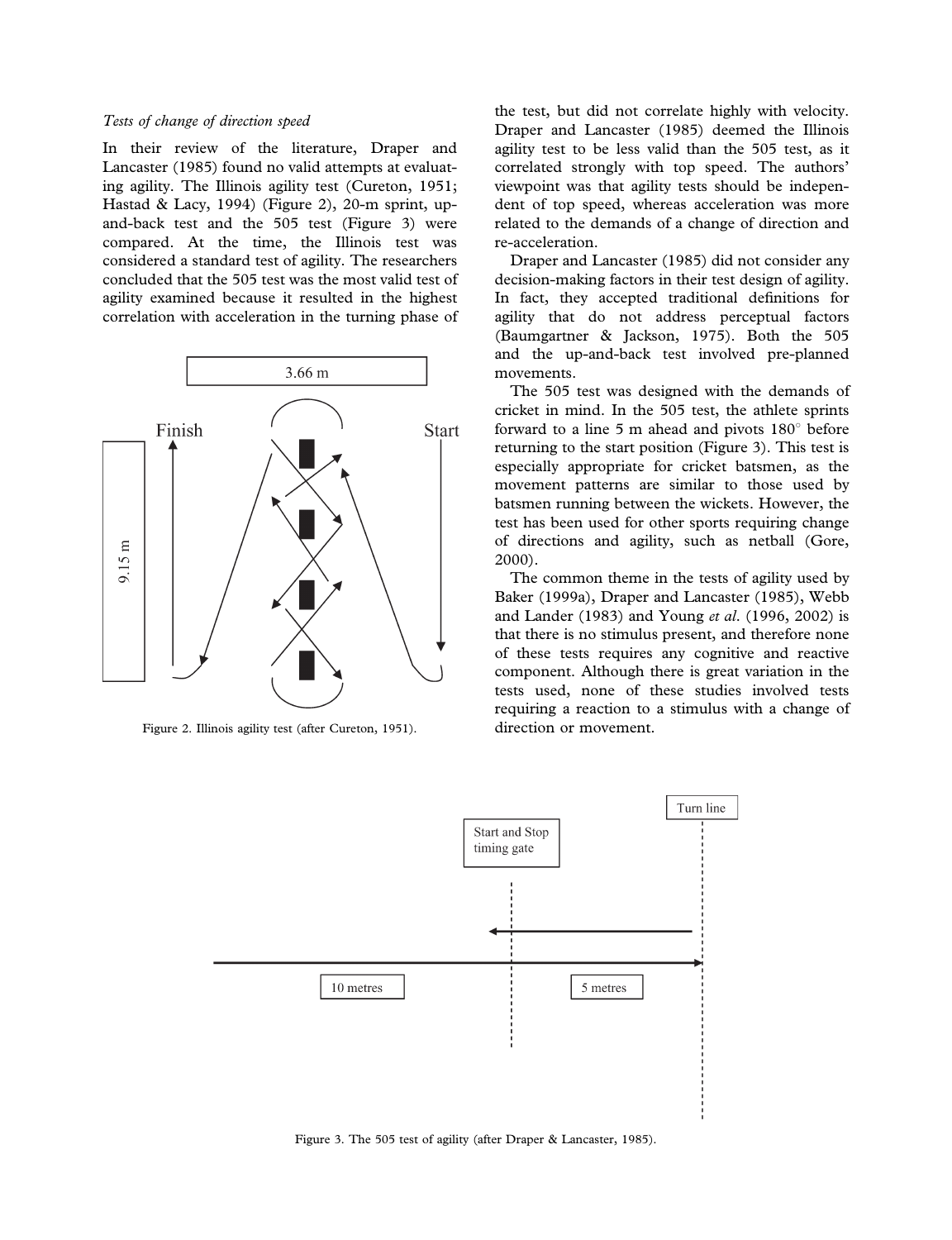*Tests of change of direction speed*

In their review of the literature, Draper and Lancaster (1985) found no valid attempts at evaluating agility. The Illinois agility test (Cureton, 1951; Hastad & Lacy, 1994) (Figure 2), 20-m sprint, up-and-back test and the 505 test (Figure 3) were compared. At the time, the Illinois test was considered a standard test of agility. The researchers concluded that the 505 test was the most valid test of agility examined because it resulted in the highest correlation with acceleration in the turning phase of the test, but did not correlate highly with velocity. Draper and Lancaster (1985) deemed the Illinois agility test to be less valid than the 505 test, as it correlated strongly with top speed. The authors' viewpoint was that agility tests should be independent of top speed, whereas acceleration was more related to the demands of a change of direction and re-acceleration.

Figure 2. Illinois agility test (after Cureton, 1951).

Draper and Lancaster (1985) did not consider any decision-making factors in their test design of agility. In fact, they accepted traditional definitions for agility that do not address perceptual factors (Baumgartner & Jackson, 1975). Both the 505 and the up-and-back test involved pre-planned movements.

The 505 test was designed with the demands of cricket in mind. In the 505 test, the athlete sprints forward to a line 5 m ahead and pivots 180° before returning to the start position (Figure 3). This test is especially appropriate for cricket batsmen, as the movement patterns are similar to those used by batsmen running between the wickets. However, the test has been used for other sports requiring change of directions and agility, such as netball (Gore, 2000).

The common theme in the tests of agility used by Baker (1999a), Draper and Lancaster (1985), Webb and Lander (1983) and Young *et al.* (1996, 2002) is that there is no stimulus present, and therefore none of these tests requires any cognitive and reactive component. Although there is great variation in the tests used, none of these studies involved tests requiring a reaction to a stimulus with a change of direction or movement.

Figure 3. The 505 test of agility (after Draper & Lancaster, 1985).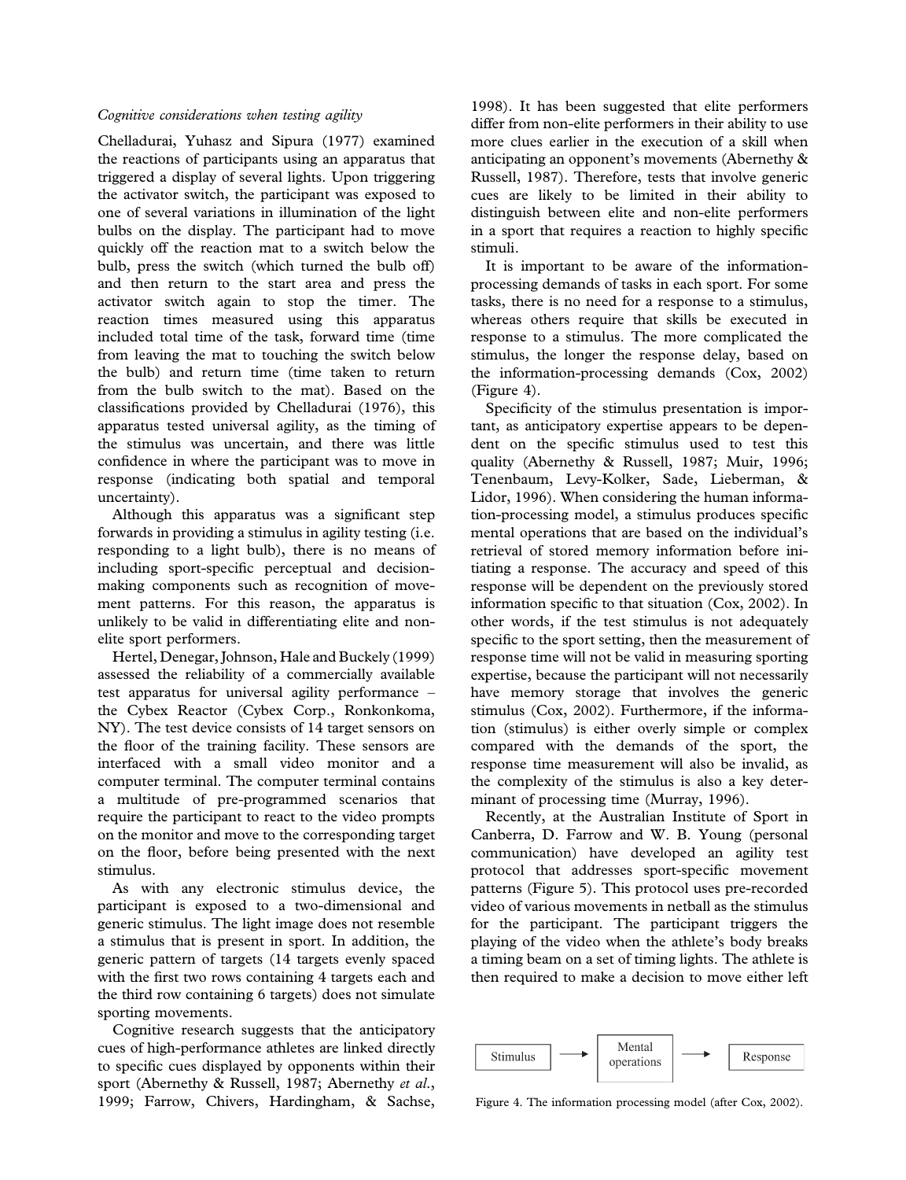*Cognitive considerations when testing agility*

Chelladurai, Yuhasz and Sipura (1977) examined the reactions of participants using an apparatus that triggered a display of several lights. Upon triggering the activator switch, the participant was exposed to one of several variations in illumination of the light bulbs on the display. The participant had to move quickly off the reaction mat to a switch below the bulb, press the switch (which turned the bulb off) and then return to the start area and press the activator switch again to stop the timer. The reaction times measured using this apparatus included total time of the task, forward time (time from leaving the mat to touching the switch below the bulb) and return time (time taken to return from the bulb switch to the mat). Based on the classifications provided by Chelladurai (1976), this apparatus tested universal agility, as the timing of the stimulus was uncertain, and there was little confidence in where the participant was to move in response (indicating both spatial and temporal uncertainty).

Although this apparatus was a significant step forwards in providing a stimulus in agility testing (i.e. responding to a light bulb), there is no means of including sport-specific perceptual and decision-making components such as recognition of movement patterns. For this reason, the apparatus is unlikely to be valid in differentiating elite and non-elite sport performers.

Hertel, Denegar, Johnson, Hale and Buckely (1999) assessed the reliability of a commercially available test apparatus for universal agility performance – the Cybex Reactor (Cybex Corp., Ronkonkoma, NY). The test device consists of 14 target sensors on the floor of the training facility. These sensors are interfaced with a small video monitor and a computer terminal. The computer terminal contains a multitude of pre-programmed scenarios that require the participant to react to the video prompts on the monitor and move to the corresponding target on the floor, before being presented with the next stimulus.

As with any electronic stimulus device, the participant is exposed to a two-dimensional and generic stimulus. The light image does not resemble a stimulus that is present in sport. In addition, the generic pattern of targets (14 targets evenly spaced with the first two rows containing 4 targets each and the third row containing 6 targets) does not simulate sporting movements.

Cognitive research suggests that the anticipatory cues of high-performance athletes are linked directly to specific cues displayed by opponents within their sport (Abernethy & Russell, 1987; Abernethy *et al.*, 1999; Farrow, Chivers, Hardingham, & Sachse, 1998). It has been suggested that elite performers differ from non-elite performers in their ability to use more clues earlier in the execution of a skill when anticipating an opponent's movements (Abernethy & Russell, 1987). Therefore, tests that involve generic cues are likely to be limited in their ability to distinguish between elite and non-elite performers in a sport that requires a reaction to highly specific stimuli.

It is important to be aware of the information-processing demands of tasks in each sport. For some tasks, there is no need for a response to a stimulus, whereas others require that skills be executed in response to a stimulus. The more complicated the stimulus, the longer the response delay, based on the information-processing demands (Cox, 2002) (Figure 4).

Specificity of the stimulus presentation is important, as anticipatory expertise appears to be dependent on the specific stimulus used to test this quality (Abernethy & Russell, 1987; Muir, 1996; Tenenbaum, Levy-Kolker, Sade, Lieberman, & Lidor, 1996). When considering the human information-processing model, a stimulus produces specific mental operations that are based on the individual's retrieval of stored memory information before initiating a response. The accuracy and speed of this response will be dependent on the previously stored information specific to that situation (Cox, 2002). In other words, if the test stimulus is not adequately specific to the sport setting, then the measurement of response time will not be valid in measuring sporting expertise, because the participant will not necessarily have memory storage that involves the generic stimulus (Cox, 2002). Furthermore, if the information (stimulus) is either overly simple or complex compared with the demands of the sport, the response time measurement will also be invalid, as the complexity of the stimulus is also a key determinant of processing time (Murray, 1996).

Recently, at the Australian Institute of Sport in Canberra, D. Farrow and W. B. Young (personal communication) have developed an agility test protocol that addresses sport-specific movement patterns (Figure 5). This protocol uses pre-recorded video of various movements in netball as the stimulus for the participant. The participant triggers the playing of the video when the athlete's body breaks a timing beam on a set of timing lights. The athlete is then required to make a decision to move either left

Stimulus → Mental operations → Response

Figure 4. The information processing model (after Cox, 2002).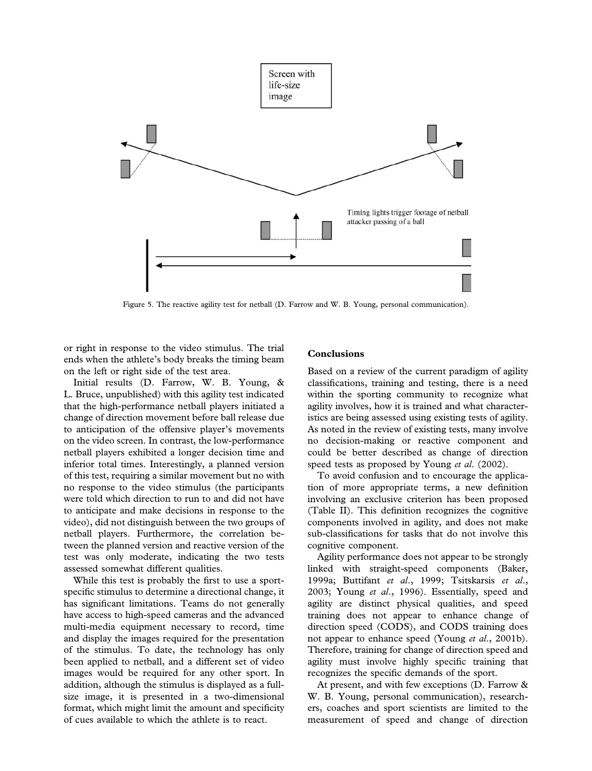Screen with life-size image

Timing lights trigger footage of netball attacker passing of a ball

Figure 5. The reactive agility test for netball (D. Farrow and W. B. Young, personal communication).

or right in response to the video stimulus. The trial ends when the athlete's body breaks the timing beam on the left or right side of the test area.

Initial results (D. Farrow, W. B. Young, & L. Bruce, unpublished) with this agility test indicated that the high-performance netball players initiated a change of direction movement before ball release due to anticipation of the offensive player's movements on the video screen. In contrast, the low-performance netball players exhibited a longer decision time and inferior total times. Interestingly, a planned version of this test, requiring a similar movement but no with no response to the video stimulus (the participants were told which direction to run to and did not have to anticipate and make decisions in response to the video), did not distinguish between the two groups of netball players. Furthermore, the correlation between the planned version and reactive version of the test was only moderate, indicating the two tests assessed somewhat different qualities.

While this test is probably the first to use a sport-specific stimulus to determine a directional change, it has significant limitations. Teams do not generally have access to high-speed cameras and the advanced multi-media equipment necessary to record, time and display the images required for the presentation of the stimulus. To date, the technology has only been applied to netball, and a different set of video images would be required for any other sport. In addition, although the stimulus is displayed as a full-size image, it is presented in a two-dimensional format, which might limit the amount and specificity of cues available to which the athlete is to react.

## Conclusions

Based on a review of the current paradigm of agility classifications, training and testing, there is a need within the sporting community to recognize what agility involves, how it is trained and what characteristics are being assessed using existing tests of agility. As noted in the review of existing tests, many involve no decision-making or reactive component and could be better described as change of direction speed tests as proposed by Young *et al*. (2002).

To avoid confusion and to encourage the application of more appropriate terms, a new definition involving an exclusive criterion has been proposed (Table II). This definition recognizes the cognitive components involved in agility, and does not make sub-classifications for tasks that do not involve this cognitive component.

Agility performance does not appear to be strongly linked with straight-speed components (Baker, 1999a; Buttifant *et al*., 1999; Tsitskarsis *et al*., 2003; Young *et al*., 1996). Essentially, speed and agility are distinct physical qualities, and speed training does not appear to enhance change of direction speed (CODS), and CODS training does not appear to enhance speed (Young *et al*., 2001b). Therefore, training for change of direction speed and agility must involve highly specific training that recognizes the specific demands of the sport.

At present, and with few exceptions (D. Farrow & W. B. Young, personal communication), researchers, coaches and sport scientists are limited to the measurement of speed and change of direction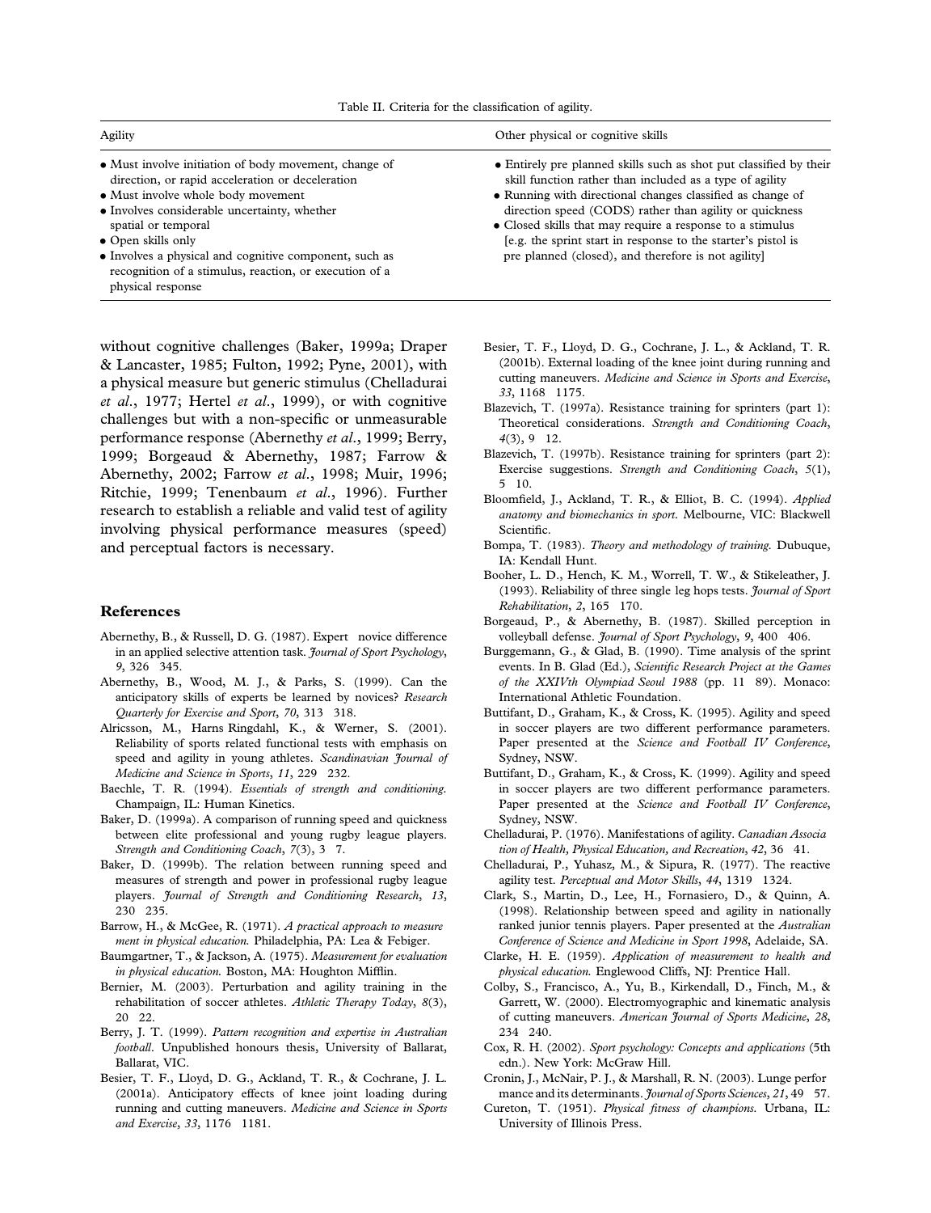Table II. Criteria for the classification of agility.

| Agility | Other physical or cognitive skills |
|---|---|
| • Must involve initiation of body movement, change of direction, or rapid acceleration or deceleration<br>• Must involve whole body movement<br>• Involves considerable uncertainty, whether spatial or temporal<br>• Open skills only<br>• Involves a physical and cognitive component, such as recognition of a stimulus, reaction, or execution of a physical response | • Entirely pre planned skills such as shot put classified by their skill function rather than included as a type of agility<br>• Running with directional changes classified as change of direction speed (CODS) rather than agility or quickness<br>• Closed skills that may require a response to a stimulus [e.g. the sprint start in response to the starter's pistol is pre planned (closed), and therefore is not agility] |

without cognitive challenges (Baker, 1999a; Draper & Lancaster, 1985; Fulton, 1992; Pyne, 2001), with a physical measure but generic stimulus (Chelladurai *et al.*, 1977; Hertel *et al.*, 1999), or with cognitive challenges but with a non-specific or unmeasurable performance response (Abernethy *et al.*, 1999; Berry, 1999; Borgeaud & Abernethy, 1987; Farrow & Abernethy, 2002; Farrow *et al.*, 1998; Muir, 1996; Ritchie, 1999; Tenenbaum *et al.*, 1996). Further research to establish a reliable and valid test of agility involving physical performance measures (speed) and perceptual factors is necessary.

## References

Abernethy, B., & Russell, D. G. (1987). Expert novice difference in an applied selective attention task. *Journal of Sport Psychology*, *9*, 326 345.

Abernethy, B., Wood, M. J., & Parks, S. (1999). Can the anticipatory skills of experts be learned by novices? *Research Quarterly for Exercise and Sport*, *70*, 313 318.

Alricsson, M., Harns Ringdahl, K., & Werner, S. (2001). Reliability of sports related functional tests with emphasis on speed and agility in young athletes. *Scandinavian Journal of Medicine and Science in Sports*, *11*, 229 232.

Baechle, T. R. (1994). *Essentials of strength and conditioning.* Champaign, IL: Human Kinetics.

Baker, D. (1999a). A comparison of running speed and quickness between elite professional and young rugby league players. *Strength and Conditioning Coach*, *7*(3), 3 7.

Baker, D. (1999b). The relation between running speed and measures of strength and power in professional rugby league players. *Journal of Strength and Conditioning Research*, *13*, 230 235.

Barrow, H., & McGee, R. (1971). *A practical approach to measure ment in physical education.* Philadelphia, PA: Lea & Febiger.

Baumgartner, T., & Jackson, A. (1975). *Measurement for evaluation in physical education.* Boston, MA: Houghton Mifflin.

Bernier, M. (2003). Perturbation and agility training in the rehabilitation of soccer athletes. *Athletic Therapy Today*, *8*(3), 20 22.

Berry, J. T. (1999). *Pattern recognition and expertise in Australian football*. Unpublished honours thesis, University of Ballarat, Ballarat, VIC.

Besier, T. F., Lloyd, D. G., Ackland, T. R., & Cochrane, J. L. (2001a). Anticipatory effects of knee joint loading during running and cutting maneuvers. *Medicine and Science in Sports and Exercise*, *33*, 1176 1181.

Besier, T. F., Lloyd, D. G., Cochrane, J. L., & Ackland, T. R. (2001b). External loading of the knee joint during running and cutting maneuvers. *Medicine and Science in Sports and Exercise*, *33*, 1168 1175.

Blazevich, T. (1997a). Resistance training for sprinters (part 1): Theoretical considerations. *Strength and Conditioning Coach*, *4*(3), 9 12.

Blazevich, T. (1997b). Resistance training for sprinters (part 2): Exercise suggestions. *Strength and Conditioning Coach*, *5*(1), 5 10.

Bloomfield, J., Ackland, T. R., & Elliot, B. C. (1994). *Applied anatomy and biomechanics in sport.* Melbourne, VIC: Blackwell Scientific.

Bompa, T. (1983). *Theory and methodology of training.* Dubuque, IA: Kendall Hunt.

Booher, L. D., Hench, K. M., Worrell, T. W., & Stikeleather, J. (1993). Reliability of three single leg hops tests. *Journal of Sport Rehabilitation*, *2*, 165 170.

Borgeaud, P., & Abernethy, B. (1987). Skilled perception in volleyball defense. *Journal of Sport Psychology*, *9*, 400 406.

Burggemann, G., & Glad, B. (1990). Time analysis of the sprint events. In B. Glad (Ed.), *Scientific Research Project at the Games of the XXIVth Olympiad Seoul 1988* (pp. 11 89). Monaco: International Athletic Foundation.

Buttifant, D., Graham, K., & Cross, K. (1995). Agility and speed in soccer players are two different performance parameters. Paper presented at the *Science and Football IV Conference*, Sydney, NSW.

Buttifant, D., Graham, K., & Cross, K. (1999). Agility and speed in soccer players are two different performance parameters. Paper presented at the *Science and Football IV Conference*, Sydney, NSW.

Chelladurai, P. (1976). Manifestations of agility. *Canadian Associa tion of Health, Physical Education, and Recreation*, *42*, 36 41.

Chelladurai, P., Yuhasz, M., & Sipura, R. (1977). The reactive agility test. *Perceptual and Motor Skills*, *44*, 1319 1324.

Clark, S., Martin, D., Lee, H., Fornasiero, D., & Quinn, A. (1998). Relationship between speed and agility in nationally ranked junior tennis players. Paper presented at the *Australian Conference of Science and Medicine in Sport 1998*, Adelaide, SA.

Clarke, H. E. (1959). *Application of measurement to health and physical education.* Englewood Cliffs, NJ: Prentice Hall.

Colby, S., Francisco, A., Yu, B., Kirkendall, D., Finch, M., & Garrett, W. (2000). Electromyographic and kinematic analysis of cutting maneuvers. *American Journal of Sports Medicine*, *28*, 234 240.

Cox, R. H. (2002). *Sport psychology: Concepts and applications* (5th edn.). New York: McGraw Hill.

Cronin, J., McNair, P. J., & Marshall, R. N. (2003). Lunge perfor mance and its determinants. *Journal of Sports Sciences*, *21*, 49 57.

Cureton, T. (1951). *Physical fitness of champions.* Urbana, IL: University of Illinois Press.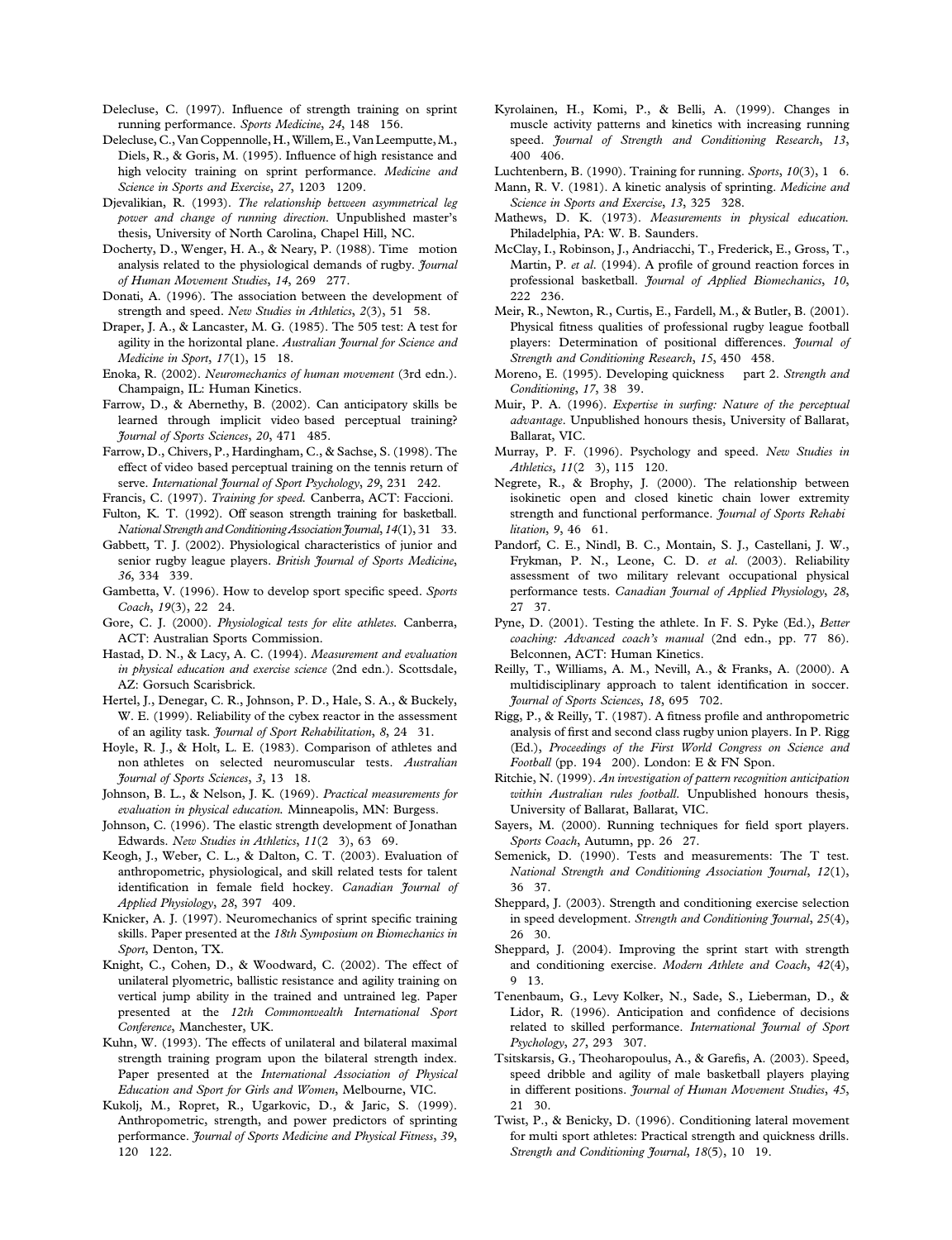Delecluse, C. (1997). Influence of strength training on sprint running performance. *Sports Medicine*, *24*, 148 156.

Delecluse, C., Van Coppennolle, H., Willem, E., Van Leemputte, M., Diels, R., & Goris, M. (1995). Influence of high resistance and high velocity training on sprint performance. *Medicine and Science in Sports and Exercise*, *27*, 1203 1209.

Djevalikian, R. (1993). *The relationship between asymmetrical leg power and change of running direction*. Unpublished master's thesis, University of North Carolina, Chapel Hill, NC.

Docherty, D., Wenger, H. A., & Neary, P. (1988). Time motion analysis related to the physiological demands of rugby. *Journal of Human Movement Studies*, *14*, 269 277.

Donati, A. (1996). The association between the development of strength and speed. *New Studies in Athletics*, *2*(3), 51 58.

Draper, J. A., & Lancaster, M. G. (1985). The 505 test: A test for agility in the horizontal plane. *Australian Journal for Science and Medicine in Sport*, *17*(1), 15 18.

Enoka, R. (2002). *Neuromechanics of human movement* (3rd edn.). Champaign, IL: Human Kinetics.

Farrow, D., & Abernethy, B. (2002). Can anticipatory skills be learned through implicit video based perceptual training? *Journal of Sports Sciences*, *20*, 471 485.

Farrow, D., Chivers, P., Hardingham, C., & Sachse, S. (1998). The effect of video based perceptual training on the tennis return of serve. *International Journal of Sport Psychology*, *29*, 231 242.

Francis, C. (1997). *Training for speed*. Canberra, ACT: Faccioni.

Fulton, K. T. (1992). Off season strength training for basketball. *National Strength and Conditioning Association Journal*, *14*(1), 31 33.

Gabbett, T. J. (2002). Physiological characteristics of junior and senior rugby league players. *British Journal of Sports Medicine*, *36*, 334 339.

Gambetta, V. (1996). How to develop sport specific speed. *Sports Coach*, *19*(3), 22 24.

Gore, C. J. (2000). *Physiological tests for elite athletes*. Canberra, ACT: Australian Sports Commission.

Hastad, D. N., & Lacy, A. C. (1994). *Measurement and evaluation in physical education and exercise science* (2nd edn.). Scottsdale, AZ: Gorsuch Scarisbrick.

Hertel, J., Denegar, C. R., Johnson, P. D., Hale, S. A., & Buckely, W. E. (1999). Reliability of the cybex reactor in the assessment of an agility task. *Journal of Sport Rehabilitation*, *8*, 24 31.

Hoyle, R. J., & Holt, L. E. (1983). Comparison of athletes and non athletes on selected neuromuscular tests. *Australian Journal of Sports Sciences*, *3*, 13 18.

Johnson, B. L., & Nelson, J. K. (1969). *Practical measurements for evaluation in physical education*. Minneapolis, MN: Burgess.

Johnson, C. (1996). The elastic strength development of Jonathan Edwards. *New Studies in Athletics*, *11*(2 3), 63 69.

Keogh, J., Weber, C. L., & Dalton, C. T. (2003). Evaluation of anthropometric, physiological, and skill related tests for talent identification in female field hockey. *Canadian Journal of Applied Physiology*, *28*, 397 409.

Knicker, A. J. (1997). Neuromechanics of sprint specific training skills. Paper presented at the *18th Symposium on Biomechanics in Sport*, Denton, TX.

Knight, C., Cohen, D., & Woodward, C. (2002). The effect of unilateral plyometric, ballistic resistance and agility training on vertical jump ability in the trained and untrained leg. Paper presented at the *12th Commonwealth International Sport Conference*, Manchester, UK.

Kuhn, W. (1993). The effects of unilateral and bilateral maximal strength training program upon the bilateral strength index. Paper presented at the *International Association of Physical Education and Sport for Girls and Women*, Melbourne, VIC.

Kukolj, M., Ropret, R., Ugarkovic, D., & Jaric, S. (1999). Anthropometric, strength, and power predictors of sprinting performance. *Journal of Sports Medicine and Physical Fitness*, *39*, 120 122.

Kyrolainen, H., Komi, P., & Belli, A. (1999). Changes in muscle activity patterns and kinetics with increasing running speed. *Journal of Strength and Conditioning Research*, *13*, 400 406.

Luchtenberg, B. (1990). Training for running. *Sports*, *10*(3), 1 6.

Mann, R. V. (1981). A kinetic analysis of sprinting. *Medicine and Science in Sports and Exercise*, *13*, 325 328.

Mathews, D. K. (1973). *Measurements in physical education*. Philadelphia, PA: W. B. Saunders.

McClay, I., Robinson, J., Andriacchi, T., Frederick, E., Gross, T., Martin, P. *et al.* (1994). A profile of ground reaction forces in professional basketball. *Journal of Applied Biomechanics*, *10*, 222 236.

Meir, R., Newton, R., Curtis, E., Fardell, M., & Butler, B. (2001). Physical fitness qualities of professional rugby league football players: Determination of positional differences. *Journal of Strength and Conditioning Research*, *15*, 450 458.

Moreno, E. (1995). Developing quickness part 2. *Strength and Conditioning*, *17*, 38 39.

Muir, P. A. (1996). *Expertise in surfing: Nature of the perceptual advantage*. Unpublished honours thesis, University of Ballarat, Ballarat, VIC.

Murray, P. F. (1996). Psychology and speed. *New Studies in Athletics*, *11*(2 3), 115 120.

Negrete, R., & Brophy, J. (2000). The relationship between isokinetic open and closed kinetic chain lower extremity strength and functional performance. *Journal of Sports Rehabilitation*, *9*, 46 61.

Pandorf, C. E., Nindl, B. C., Montain, S. J., Castellani, J. W., Frykman, P. N., Leone, C. D. *et al.* (2003). Reliability assessment of two military relevant occupational physical performance tests. *Canadian Journal of Applied Physiology*, *28*, 27 37.

Pyne, D. (2001). Testing the athlete. In F. S. Pyke (Ed.), *Better coaching: Advanced coach's manual* (2nd edn., pp. 77 86). Belconnen, ACT: Human Kinetics.

Reilly, T., Williams, A. M., Nevill, A., & Franks, A. (2000). A multidisciplinary approach to talent identification in soccer. *Journal of Sports Sciences*, *18*, 695 702.

Rigg, P., & Reilly, T. (1987). A fitness profile and anthropometric analysis of first and second class rugby union players. In P. Rigg (Ed.), *Proceedings of the First World Congress on Science and Football* (pp. 194 200). London: E & FN Spon.

Ritchie, N. (1999). *An investigation of pattern recognition anticipation within Australian rules football*. Unpublished honours thesis, University of Ballarat, Ballarat, VIC.

Sayers, M. (2000). Running techniques for field sport players. *Sports Coach*, Autumn, pp. 26 27.

Semenick, D. (1990). Tests and measurements: The T test. *National Strength and Conditioning Association Journal*, *12*(1), 36 37.

Sheppard, J. (2003). Strength and conditioning exercise selection in speed development. *Strength and Conditioning Journal*, *25*(4), 26 30.

Sheppard, J. (2004). Improving the sprint start with strength and conditioning exercise. *Modern Athlete and Coach*, *42*(4), 9 13.

Tenenbaum, G., Levy Kolker, N., Sade, S., Lieberman, D., & Lidor, R. (1996). Anticipation and confidence of decisions related to skilled performance. *International Journal of Sport Psychology*, *27*, 293 307.

Tsitskarsis, G., Theoharopoulus, A., & Garefis, A. (2003). Speed, speed dribble and agility of male basketball players playing in different positions. *Journal of Human Movement Studies*, *45*, 21 30.

Twist, P., & Benicky, D. (1996). Conditioning lateral movement for multi sport athletes: Practical strength and quickness drills. *Strength and Conditioning Journal*, *18*(5), 10 19.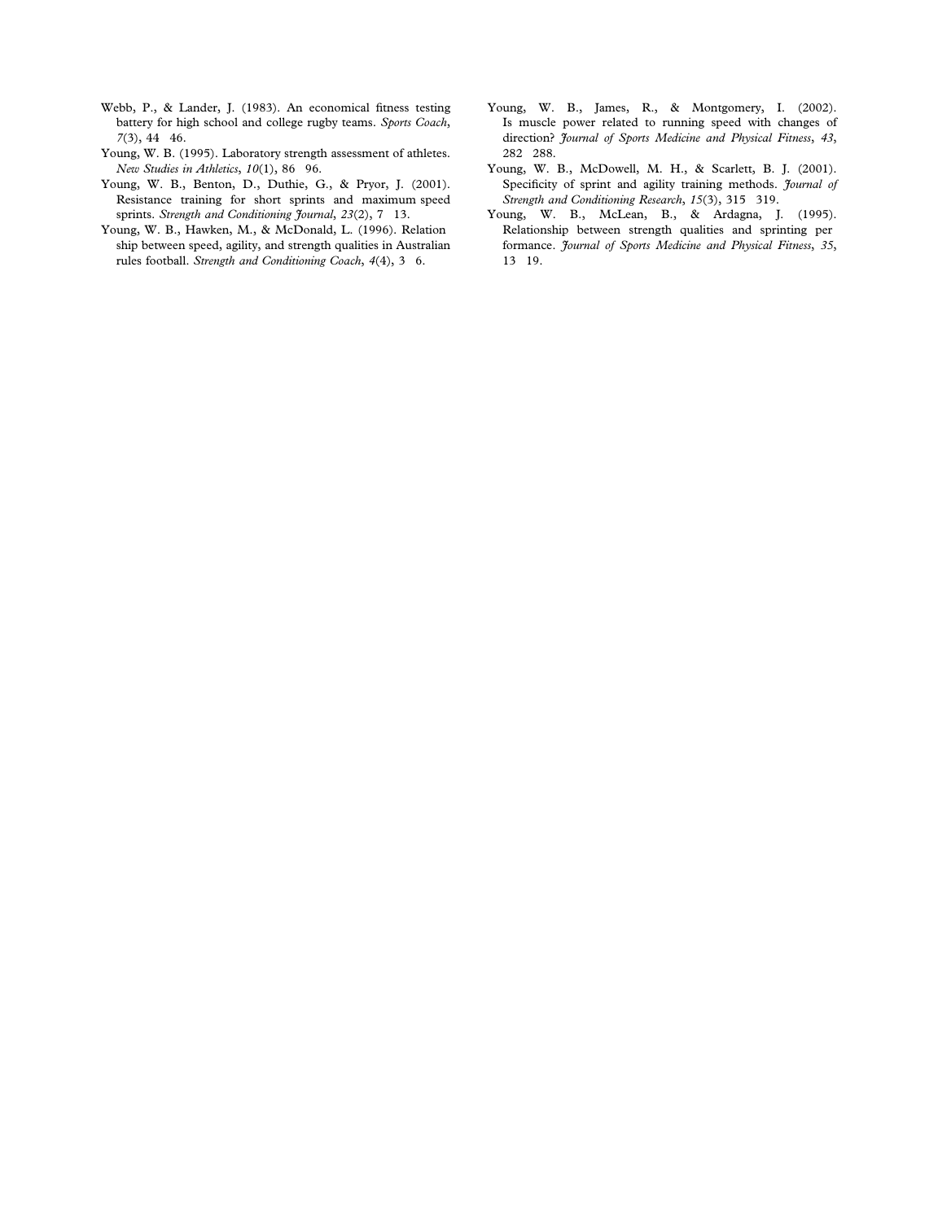Webb, P., & Lander, J. (1983). An economical fitness testing battery for high school and college rugby teams. *Sports Coach*, *7*(3), 44 46.

Young, W. B. (1995). Laboratory strength assessment of athletes. *New Studies in Athletics*, *10*(1), 86 96.

Young, W. B., Benton, D., Duthie, G., & Pryor, J. (2001). Resistance training for short sprints and maximum speed sprints. *Strength and Conditioning Journal*, *23*(2), 7 13.

Young, W. B., Hawken, M., & McDonald, L. (1996). Relation ship between speed, agility, and strength qualities in Australian rules football. *Strength and Conditioning Coach*, *4*(4), 3 6.

Young, W. B., James, R., & Montgomery, I. (2002). Is muscle power related to running speed with changes of direction? *Journal of Sports Medicine and Physical Fitness*, *43*, 282 288.

Young, W. B., McDowell, M. H., & Scarlett, B. J. (2001). Specificity of sprint and agility training methods. *Journal of Strength and Conditioning Research*, *15*(3), 315 319.

Young, W. B., McLean, B., & Ardagna, J. (1995). Relationship between strength qualities and sprinting per formance. *Journal of Sports Medicine and Physical Fitness*, *35*, 13 19.